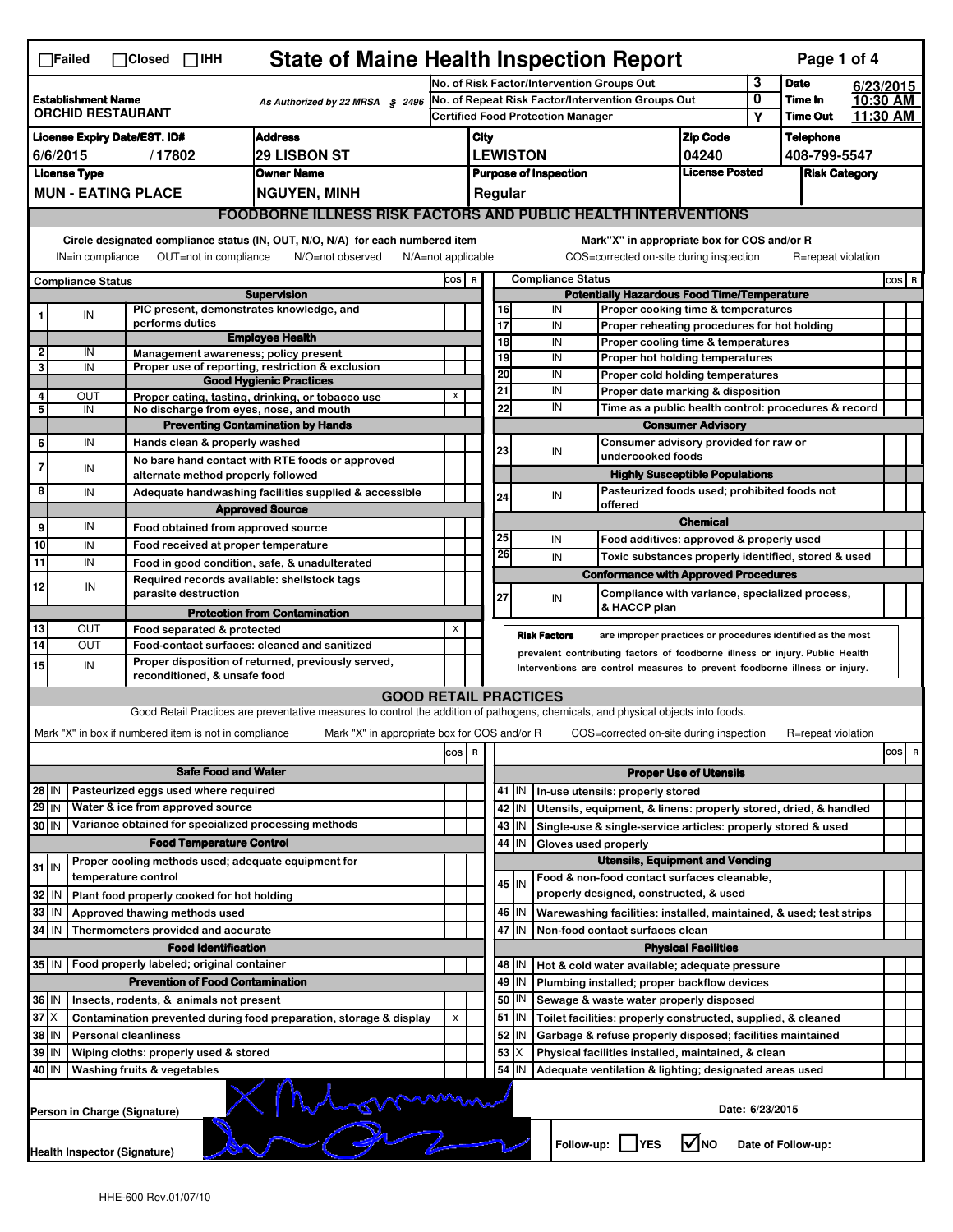☐Failed ☐Closed ☐IHH

# State of Maine Health Inspection Report

| | | | |
|---|---|---|---|
| **Establishment Name** ORCHID RESTAURANT | As Authorized by 22 MRSA § 2496 | No. of Risk Factor/Intervention Groups Out: 3 | **Date** 6/23/2015 |
| | | No. of Repeat Risk Factor/Intervention Groups Out: 0 | **Time In** 10:30 AM |
| | | Certified Food Protection Manager: Y | **Time Out** 11:30 AM |

| License Expiry Date/EST. ID# | Address | City | Zip Code | Telephone |
|---|---|---|---|---|
| 6/6/2015 / 17802 | 29 LISBON ST | LEWISTON | 04240 | 408-799-5547 |

| License Type | Owner Name | Purpose of Inspection | License Posted | Risk Category |
|---|---|---|---|---|
| MUN - EATING PLACE | NGUYEN, MINH | Regular | | |

## FOODBORNE ILLNESS RISK FACTORS AND PUBLIC HEALTH INTERVENTIONS

Circle designated compliance status (IN, OUT, N/O, N/A) for each numbered item — IN=in compliance, OUT=not in compliance, N/O=not observed, N/A=not applicable

Mark "X" in appropriate box for COS and/or R — COS=corrected on-site during inspection, R=repeat violation

| # | Compliance Status | Item | COS | R |
|---|---|---|---|---|
| | | **Supervision** | | |
| 1 | IN | PIC present, demonstrates knowledge, and performs duties | | |
| | | **Employee Health** | | |
| 2 | IN | Management awareness; policy present | | |
| 3 | IN | Proper use of reporting, restriction & exclusion | | |
| | | **Good Hygienic Practices** | | |
| 4 | OUT | Proper eating, tasting, drinking, or tobacco use | X | |
| 5 | IN | No discharge from eyes, nose, and mouth | | |
| | | **Preventing Contamination by Hands** | | |
| 6 | IN | Hands clean & properly washed | | |
| 7 | IN | No bare hand contact with RTE foods or approved alternate method properly followed | | |
| 8 | IN | Adequate handwashing facilities supplied & accessible | | |
| | | **Approved Source** | | |
| 9 | IN | Food obtained from approved source | | |
| 10 | IN | Food received at proper temperature | | |
| 11 | IN | Food in good condition, safe, & unadulterated | | |
| 12 | IN | Required records available: shellstock tags parasite destruction | | |
| | | **Protection from Contamination** | | |
| 13 | OUT | Food separated & protected | X | |
| 14 | OUT | Food-contact surfaces: cleaned and sanitized | | |
| 15 | IN | Proper disposition of returned, previously served, reconditioned, & unsafe food | | |
| | | **Potentially Hazardous Food Time/Temperature** | | |
| 16 | IN | Proper cooking time & temperatures | | |
| 17 | IN | Proper reheating procedures for hot holding | | |
| 18 | IN | Proper cooling time & temperatures | | |
| 19 | IN | Proper hot holding temperatures | | |
| 20 | IN | Proper cold holding temperatures | | |
| 21 | IN | Proper date marking & disposition | | |
| 22 | IN | Time as a public health control: procedures & record | | |
| | | **Consumer Advisory** | | |
| 23 | IN | Consumer advisory provided for raw or undercooked foods | | |
| | | **Highly Susceptible Populations** | | |
| 24 | IN | Pasteurized foods used; prohibited foods not offered | | |
| | | **Chemical** | | |
| 25 | IN | Food additives: approved & properly used | | |
| 26 | IN | Toxic substances properly identified, stored & used | | |
| | | **Conformance with Approved Procedures** | | |
| 27 | IN | Compliance with variance, specialized process, & HACCP plan | | |

**Risk Factors** are improper practices or procedures identified as the most prevalent contributing factors of foodborne illness or injury. Public Health Interventions are control measures to prevent foodborne illness or injury.

## GOOD RETAIL PRACTICES

Good Retail Practices are preventative measures to control the addition of pathogens, chemicals, and physical objects into foods.

Mark "X" in box if numbered item is not in compliance — Mark "X" in appropriate box for COS and/or R — COS=corrected on-site during inspection — R=repeat violation

| # | Status | Item | COS | R |
|---|---|---|---|---|
| | | **Safe Food and Water** | | |
| 28 | IN | Pasteurized eggs used where required | | |
| 29 | IN | Water & ice from approved source | | |
| 30 | IN | Variance obtained for specialized processing methods | | |
| | | **Food Temperature Control** | | |
| 31 | IN | Proper cooling methods used; adequate equipment for temperature control | | |
| 32 | IN | Plant food properly cooked for hot holding | | |
| 33 | IN | Approved thawing methods used | | |
| 34 | IN | Thermometers provided and accurate | | |
| | | **Food Identification** | | |
| 35 | IN | Food properly labeled; original container | | |
| | | **Prevention of Food Contamination** | | |
| 36 | IN | Insects, rodents, & animals not present | | |
| 37 | X | Contamination prevented during food preparation, storage & display | X | |
| 38 | IN | Personal cleanliness | | |
| 39 | IN | Wiping cloths: properly used & stored | | |
| 40 | IN | Washing fruits & vegetables | | |
| | | **Proper Use of Utensils** | | |
| 41 | IN | In-use utensils: properly stored | | |
| 42 | IN | Utensils, equipment, & linens: properly stored, dried, & handled | | |
| 43 | IN | Single-use & single-service articles: properly stored & used | | |
| 44 | IN | Gloves used properly | | |
| | | **Utensils, Equipment and Vending** | | |
| 45 | IN | Food & non-food contact surfaces cleanable, properly designed, constructed, & used | | |
| 46 | IN | Warewashing facilities: installed, maintained, & used; test strips | | |
| 47 | IN | Non-food contact surfaces clean | | |
| | | **Physical Facilities** | | |
| 48 | IN | Hot & cold water available; adequate pressure | | |
| 49 | IN | Plumbing installed; proper backflow devices | | |
| 50 | IN | Sewage & waste water properly disposed | | |
| 51 | IN | Toilet facilities: properly constructed, supplied, & cleaned | | |
| 52 | IN | Garbage & refuse properly disposed; facilities maintained | | |
| 53 | X | Physical facilities installed, maintained, & clean | | |
| 54 | IN | Adequate ventilation & lighting; designated areas used | | |

Person in Charge (Signature): [signature]

Date: 6/23/2015

Health Inspector (Signature): [signature]

Follow-up: ☐ YES ☑ NO Date of Follow-up:

HHE-600 Rev.01/07/10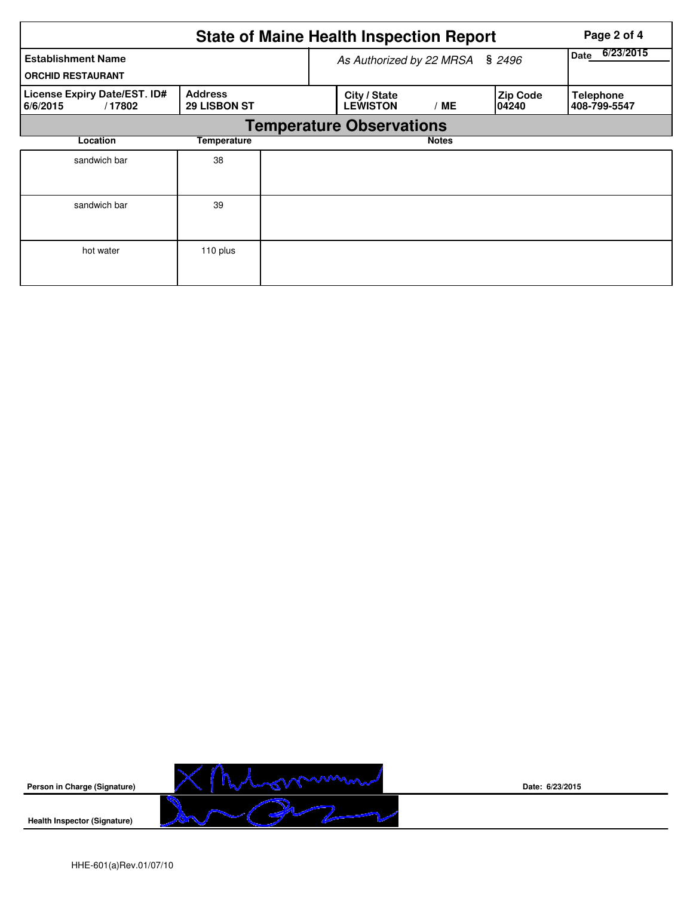# State of Maine Health Inspection Report

| Establishment Name | As Authorized by 22 MRSA § 2496 | | | Date 6/23/2015 |
|---|---|---|---|---|
| ORCHID RESTAURANT | | | | |

| License Expiry Date/EST. ID# | Address | City / State | Zip Code | Telephone |
|---|---|---|---|---|
| 6/6/2015 / 17802 | 29 LISBON ST | LEWISTON / ME | 04240 | 408-799-5547 |

## Temperature Observations

| Location | Temperature | Notes |
|---|---|---|
| sandwich bar | 38 | |
| sandwich bar | 39 | |
| hot water | 110 plus | |

**Person in Charge (Signature)** **Date: 6/23/2015**

**Health Inspector (Signature)**

HHE-601(a)Rev.01/07/10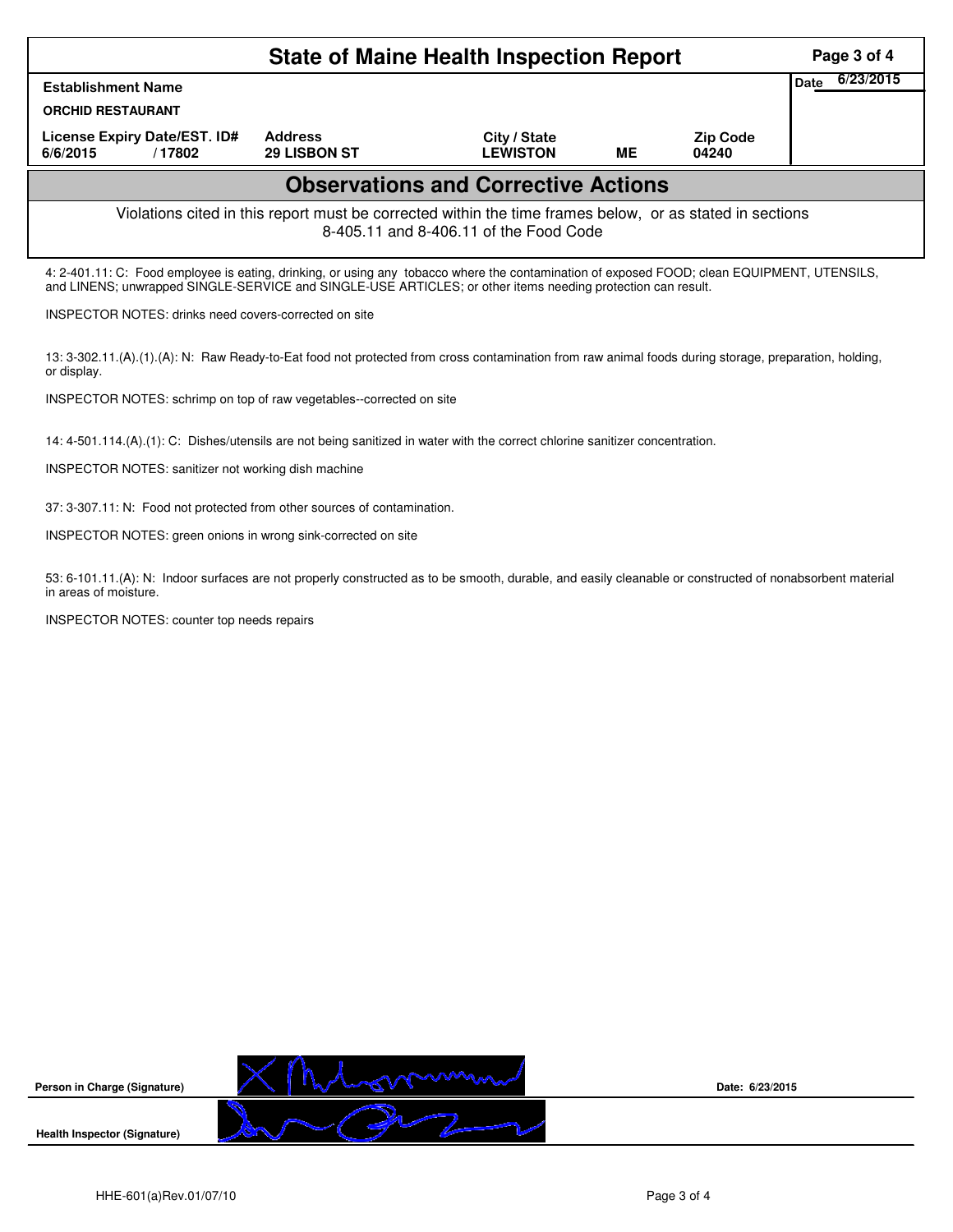# State of Maine Health Inspection Report

| Establishment Name | | | | | Date 6/23/2015 |
|---|---|---|---|---|---|
| ORCHID RESTAURANT | | | | | |
| License Expiry Date/EST. ID# | | Address | City / State | | Zip Code |
| 6/6/2015 | / 17802 | 29 LISBON ST | LEWISTON | ME | 04240 |

## Observations and Corrective Actions

Violations cited in this report must be corrected within the time frames below, or as stated in sections 8-405.11 and 8-406.11 of the Food Code

4: 2-401.11: C: Food employee is eating, drinking, or using any tobacco where the contamination of exposed FOOD; clean EQUIPMENT, UTENSILS, and LINENS; unwrapped SINGLE-SERVICE and SINGLE-USE ARTICLES; or other items needing protection can result.

INSPECTOR NOTES: drinks need covers-corrected on site

13: 3-302.11.(A).(1).(A): N: Raw Ready-to-Eat food not protected from cross contamination from raw animal foods during storage, preparation, holding, or display.

INSPECTOR NOTES: schrimp on top of raw vegetables--corrected on site

14: 4-501.114.(A).(1): C: Dishes/utensils are not being sanitized in water with the correct chlorine sanitizer concentration.

INSPECTOR NOTES: sanitizer not working dish machine

37: 3-307.11: N: Food not protected from other sources of contamination.

INSPECTOR NOTES: green onions in wrong sink-corrected on site

53: 6-101.11.(A): N: Indoor surfaces are not properly constructed as to be smooth, durable, and easily cleanable or constructed of nonabsorbent material in areas of moisture.

INSPECTOR NOTES: counter top needs repairs

**Person in Charge (Signature)** &nbsp;&nbsp;&nbsp;&nbsp; **Date: 6/23/2015**

**Health Inspector (Signature)**

HHE-601(a)Rev.01/07/10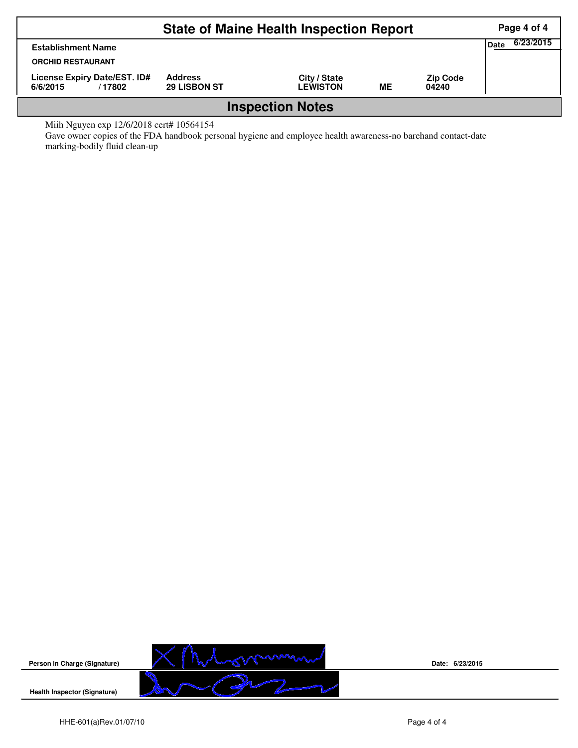# State of Maine Health Inspection Report

| | | | | | |
|---|---|---|---|---|---|
| **Establishment Name** | | | | | **Date** 6/23/2015 |
| **ORCHID RESTAURANT** | | | | | |
| **License Expiry Date/EST. ID#** | **Address** | **City / State** | | **Zip Code** | |
| **6/6/2015 / 17802** | **29 LISBON ST** | **LEWISTON** | **ME** | **04240** | |

## Inspection Notes

Miih Nguyen exp 12/6/2018 cert# 10564154

Gave owner copies of the FDA handbook personal hygiene and employee health awareness-no barehand contact-date marking-bodily fluid clean-up

**Person in Charge (Signature)**

**Date:** 6/23/2015

**Health Inspector (Signature)**

HHE-601(a)Rev.01/07/10